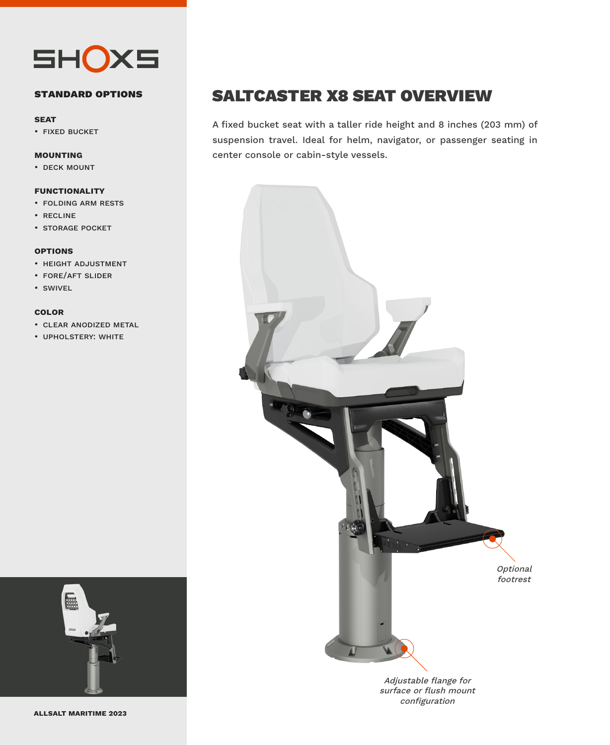# SALTCASTER X8 SEAT OVERVIEW

A fixed bucket seat with a taller ride height and 8 inches (203 mm) of suspension travel. Ideal for helm, navigator, or passenger seating in center console or cabin-style vessels.

## STANDARD OPTIONS

### SEAT
- FIXED BUCKET

### MOUNTING
- DECK MOUNT

### FUNCTIONALITY
- FOLDING ARM RESTS
- RECLINE
- STORAGE POCKET

### OPTIONS
- HEIGHT ADJUSTMENT
- FORE/AFT SLIDER
- SWIVEL

### COLOR
- CLEAR ANODIZED METAL
- UPHOLSTERY: WHITE

*Optional footrest*

*Adjustable flange for surface or flush mount configuration*

**ALLSALT MARITIME 2023**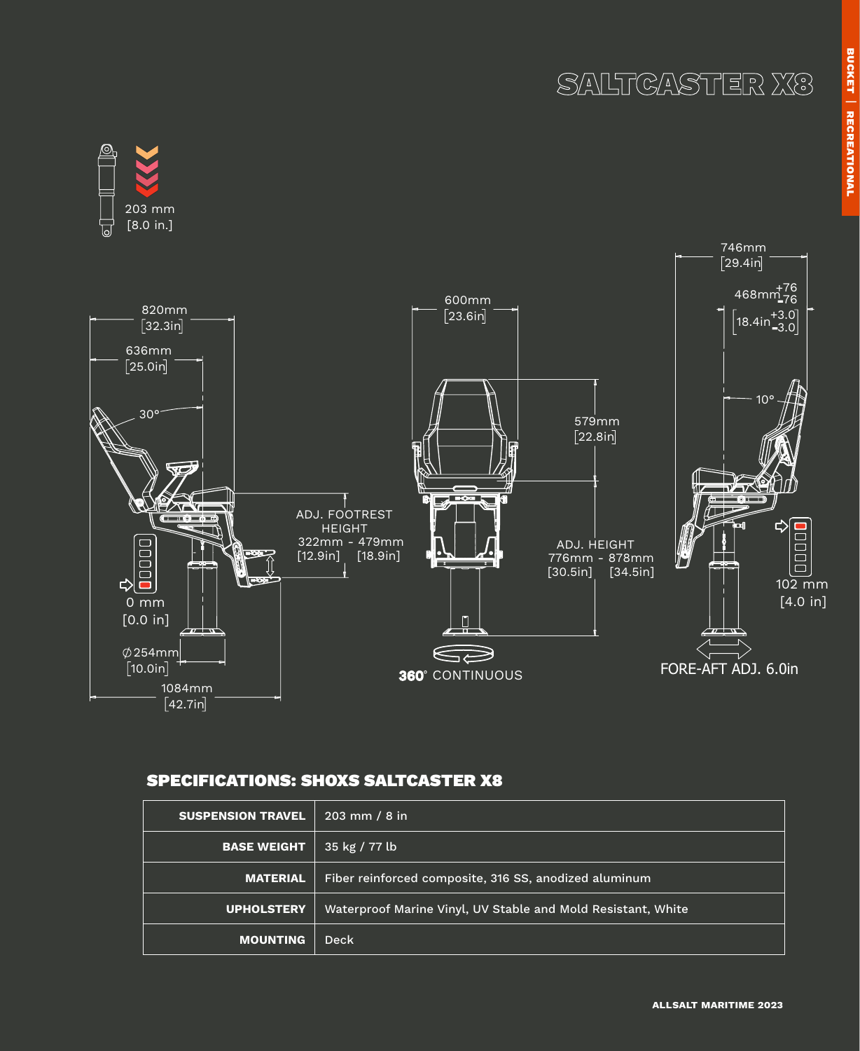# SALTCASTER X8

203 mm
[8.0 in.]

820mm
[32.3in]

636mm
[25.0in]

30°

ADJ. FOOTREST HEIGHT
322mm - 479mm
[12.9in] [18.9in]

0 mm
[0.0 in]

∅254mm
[10.0in]

1084mm
[42.7in]

600mm
[23.6in]

579mm
[22.8in]

ADJ. HEIGHT
776mm - 878mm
[30.5in] [34.5in]

**360°** CONTINUOUS

746mm
[29.4in]

468mm $^{+76}_{-76}$

[18.4in $^{+3.0}_{-3.0}$]

10°

102 mm
[4.0 in]

FORE-AFT ADJ. 6.0in

## SPECIFICATIONS: SHOXS SALTCASTER X8

| | |
|---|---|
| **SUSPENSION TRAVEL** | 203 mm / 8 in |
| **BASE WEIGHT** | 35 kg / 77 lb |
| **MATERIAL** | Fiber reinforced composite, 316 SS, anodized aluminum |
| **UPHOLSTERY** | Waterproof Marine Vinyl, UV Stable and Mold Resistant, White |
| **MOUNTING** | Deck |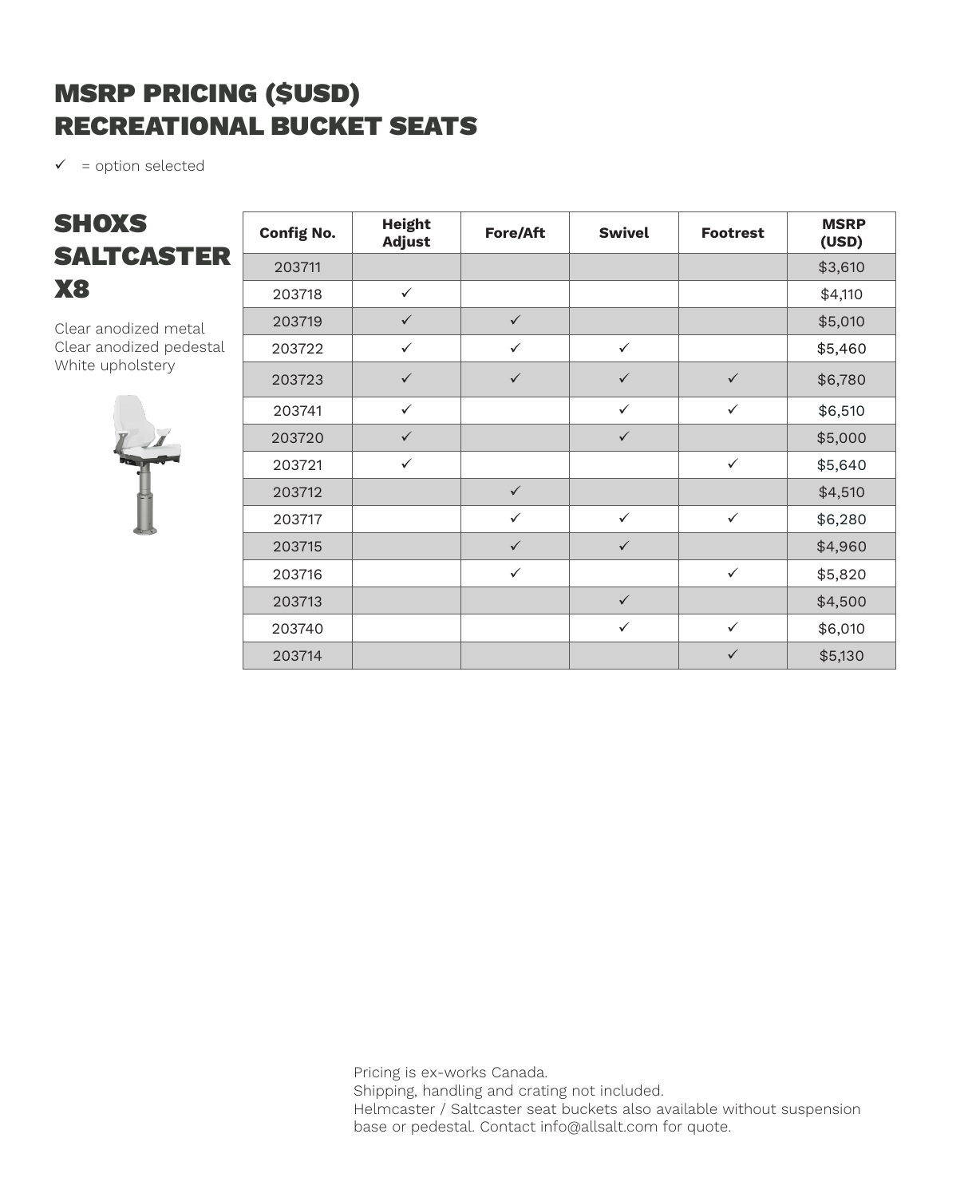# MSRP PRICING ($USD)
# RECREATIONAL BUCKET SEATS

✓ = option selected

## SHOXS SALTCASTER X8

Clear anodized metal
Clear anodized pedestal
White upholstery

| Config No. | Height Adjust | Fore/Aft | Swivel | Footrest | MSRP (USD) |
|---|---|---|---|---|---|
| 203711 | | | | | $3,610 |
| 203718 | ✓ | | | | $4,110 |
| 203719 | ✓ | ✓ | | | $5,010 |
| 203722 | ✓ | ✓ | ✓ | | $5,460 |
| 203723 | ✓ | ✓ | ✓ | ✓ | $6,780 |
| 203741 | ✓ | | ✓ | ✓ | $6,510 |
| 203720 | ✓ | | ✓ | | $5,000 |
| 203721 | ✓ | | | ✓ | $5,640 |
| 203712 | | ✓ | | | $4,510 |
| 203717 | | ✓ | ✓ | ✓ | $6,280 |
| 203715 | | ✓ | ✓ | | $4,960 |
| 203716 | | ✓ | | ✓ | $5,820 |
| 203713 | | | ✓ | | $4,500 |
| 203740 | | | ✓ | ✓ | $6,010 |
| 203714 | | | | ✓ | $5,130 |

Pricing is ex-works Canada.
Shipping, handling and crating not included.
Helmcaster / Saltcaster seat buckets also available without suspension base or pedestal. Contact info@allsalt.com for quote.